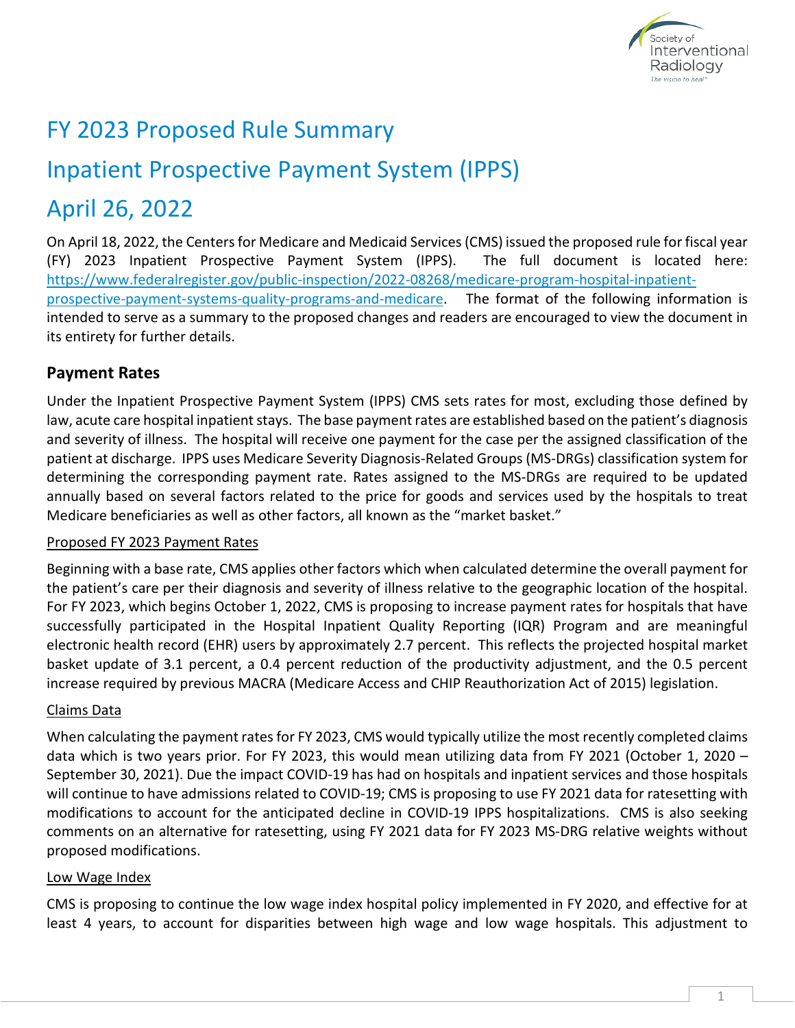# FY 2023 Proposed Rule Summary

# Inpatient Prospective Payment System (IPPS)

# April 26, 2022

On April 18, 2022, the Centers for Medicare and Medicaid Services (CMS) issued the proposed rule for fiscal year (FY) 2023 Inpatient Prospective Payment System (IPPS). The full document is located here: [https://www.federalregister.gov/public-inspection/2022-08268/medicare-program-hospital-inpatient-prospective-payment-systems-quality-programs-and-medicare](https://www.federalregister.gov/public-inspection/2022-08268/medicare-program-hospital-inpatient-prospective-payment-systems-quality-programs-and-medicare). The format of the following information is intended to serve as a summary to the proposed changes and readers are encouraged to view the document in its entirety for further details.

## Payment Rates

Under the Inpatient Prospective Payment System (IPPS) CMS sets rates for most, excluding those defined by law, acute care hospital inpatient stays. The base payment rates are established based on the patient's diagnosis and severity of illness. The hospital will receive one payment for the case per the assigned classification of the patient at discharge. IPPS uses Medicare Severity Diagnosis-Related Groups (MS-DRGs) classification system for determining the corresponding payment rate. Rates assigned to the MS-DRGs are required to be updated annually based on several factors related to the price for goods and services used by the hospitals to treat Medicare beneficiaries as well as other factors, all known as the "market basket."

<u>Proposed FY 2023 Payment Rates</u>

Beginning with a base rate, CMS applies other factors which when calculated determine the overall payment for the patient's care per their diagnosis and severity of illness relative to the geographic location of the hospital. For FY 2023, which begins October 1, 2022, CMS is proposing to increase payment rates for hospitals that have successfully participated in the Hospital Inpatient Quality Reporting (IQR) Program and are meaningful electronic health record (EHR) users by approximately 2.7 percent. This reflects the projected hospital market basket update of 3.1 percent, a 0.4 percent reduction of the productivity adjustment, and the 0.5 percent increase required by previous MACRA (Medicare Access and CHIP Reauthorization Act of 2015) legislation.

<u>Claims Data</u>

When calculating the payment rates for FY 2023, CMS would typically utilize the most recently completed claims data which is two years prior. For FY 2023, this would mean utilizing data from FY 2021 (October 1, 2020 – September 30, 2021). Due the impact COVID-19 has had on hospitals and inpatient services and those hospitals will continue to have admissions related to COVID-19; CMS is proposing to use FY 2021 data for ratesetting with modifications to account for the anticipated decline in COVID-19 IPPS hospitalizations. CMS is also seeking comments on an alternative for ratesetting, using FY 2021 data for FY 2023 MS-DRG relative weights without proposed modifications.

<u>Low Wage Index</u>

CMS is proposing to continue the low wage index hospital policy implemented in FY 2020, and effective for at least 4 years, to account for disparities between high wage and low wage hospitals. This adjustment to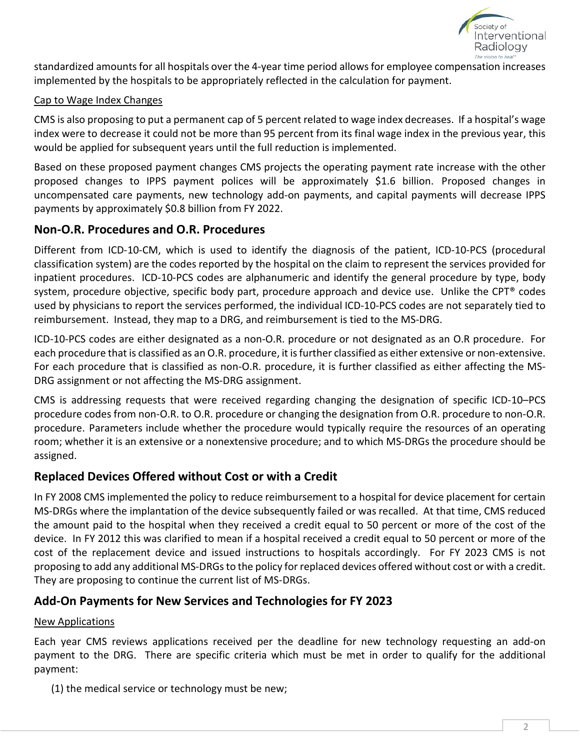standardized amounts for all hospitals over the 4-year time period allows for employee compensation increases implemented by the hospitals to be appropriately reflected in the calculation for payment.

Cap to Wage Index Changes

CMS is also proposing to put a permanent cap of 5 percent related to wage index decreases. If a hospital's wage index were to decrease it could not be more than 95 percent from its final wage index in the previous year, this would be applied for subsequent years until the full reduction is implemented.

Based on these proposed payment changes CMS projects the operating payment rate increase with the other proposed changes to IPPS payment polices will be approximately $1.6 billion. Proposed changes in uncompensated care payments, new technology add-on payments, and capital payments will decrease IPPS payments by approximately $0.8 billion from FY 2022.

## Non-O.R. Procedures and O.R. Procedures

Different from ICD-10-CM, which is used to identify the diagnosis of the patient, ICD-10-PCS (procedural classification system) are the codes reported by the hospital on the claim to represent the services provided for inpatient procedures. ICD-10-PCS codes are alphanumeric and identify the general procedure by type, body system, procedure objective, specific body part, procedure approach and device use. Unlike the CPT® codes used by physicians to report the services performed, the individual ICD-10-PCS codes are not separately tied to reimbursement. Instead, they map to a DRG, and reimbursement is tied to the MS-DRG.

ICD-10-PCS codes are either designated as a non-O.R. procedure or not designated as an O.R procedure. For each procedure that is classified as an O.R. procedure, it is further classified as either extensive or non-extensive. For each procedure that is classified as non-O.R. procedure, it is further classified as either affecting the MS-DRG assignment or not affecting the MS-DRG assignment.

CMS is addressing requests that were received regarding changing the designation of specific ICD-10–PCS procedure codes from non-O.R. to O.R. procedure or changing the designation from O.R. procedure to non-O.R. procedure. Parameters include whether the procedure would typically require the resources of an operating room; whether it is an extensive or a nonextensive procedure; and to which MS-DRGs the procedure should be assigned.

## Replaced Devices Offered without Cost or with a Credit

In FY 2008 CMS implemented the policy to reduce reimbursement to a hospital for device placement for certain MS-DRGs where the implantation of the device subsequently failed or was recalled. At that time, CMS reduced the amount paid to the hospital when they received a credit equal to 50 percent or more of the cost of the device. In FY 2012 this was clarified to mean if a hospital received a credit equal to 50 percent or more of the cost of the replacement device and issued instructions to hospitals accordingly. For FY 2023 CMS is not proposing to add any additional MS-DRGs to the policy for replaced devices offered without cost or with a credit. They are proposing to continue the current list of MS-DRGs.

## Add-On Payments for New Services and Technologies for FY 2023

New Applications

Each year CMS reviews applications received per the deadline for new technology requesting an add-on payment to the DRG. There are specific criteria which must be met in order to qualify for the additional payment:

(1) the medical service or technology must be new;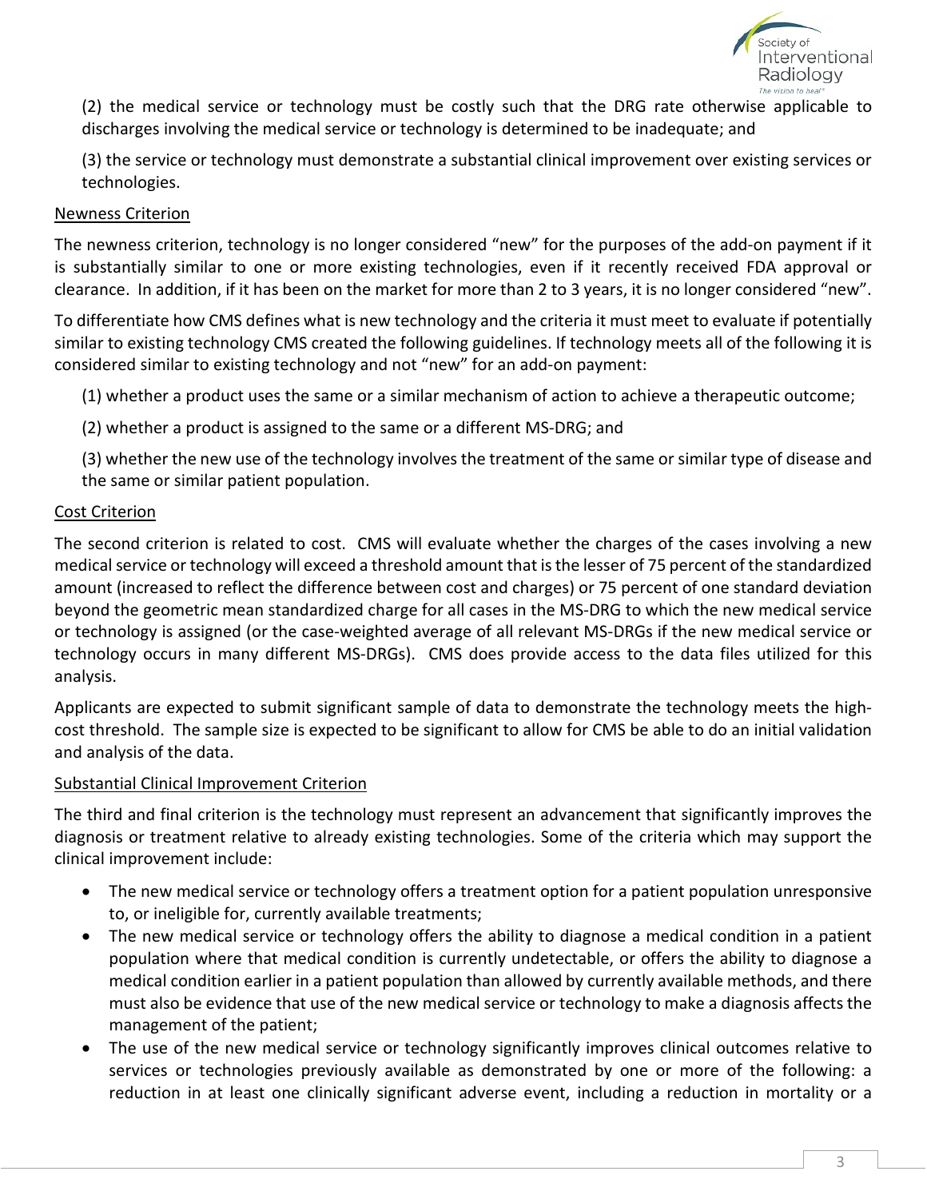(2) the medical service or technology must be costly such that the DRG rate otherwise applicable to discharges involving the medical service or technology is determined to be inadequate; and

(3) the service or technology must demonstrate a substantial clinical improvement over existing services or technologies.

<u>Newness Criterion</u>

The newness criterion, technology is no longer considered "new" for the purposes of the add-on payment if it is substantially similar to one or more existing technologies, even if it recently received FDA approval or clearance. In addition, if it has been on the market for more than 2 to 3 years, it is no longer considered "new".

To differentiate how CMS defines what is new technology and the criteria it must meet to evaluate if potentially similar to existing technology CMS created the following guidelines. If technology meets all of the following it is considered similar to existing technology and not "new" for an add-on payment:

(1) whether a product uses the same or a similar mechanism of action to achieve a therapeutic outcome;

(2) whether a product is assigned to the same or a different MS-DRG; and

(3) whether the new use of the technology involves the treatment of the same or similar type of disease and the same or similar patient population.

<u>Cost Criterion</u>

The second criterion is related to cost. CMS will evaluate whether the charges of the cases involving a new medical service or technology will exceed a threshold amount that is the lesser of 75 percent of the standardized amount (increased to reflect the difference between cost and charges) or 75 percent of one standard deviation beyond the geometric mean standardized charge for all cases in the MS-DRG to which the new medical service or technology is assigned (or the case-weighted average of all relevant MS-DRGs if the new medical service or technology occurs in many different MS-DRGs). CMS does provide access to the data files utilized for this analysis.

Applicants are expected to submit significant sample of data to demonstrate the technology meets the high-cost threshold. The sample size is expected to be significant to allow for CMS be able to do an initial validation and analysis of the data.

<u>Substantial Clinical Improvement Criterion</u>

The third and final criterion is the technology must represent an advancement that significantly improves the diagnosis or treatment relative to already existing technologies. Some of the criteria which may support the clinical improvement include:

- The new medical service or technology offers a treatment option for a patient population unresponsive to, or ineligible for, currently available treatments;
- The new medical service or technology offers the ability to diagnose a medical condition in a patient population where that medical condition is currently undetectable, or offers the ability to diagnose a medical condition earlier in a patient population than allowed by currently available methods, and there must also be evidence that use of the new medical service or technology to make a diagnosis affects the management of the patient;
- The use of the new medical service or technology significantly improves clinical outcomes relative to services or technologies previously available as demonstrated by one or more of the following: a reduction in at least one clinically significant adverse event, including a reduction in mortality or a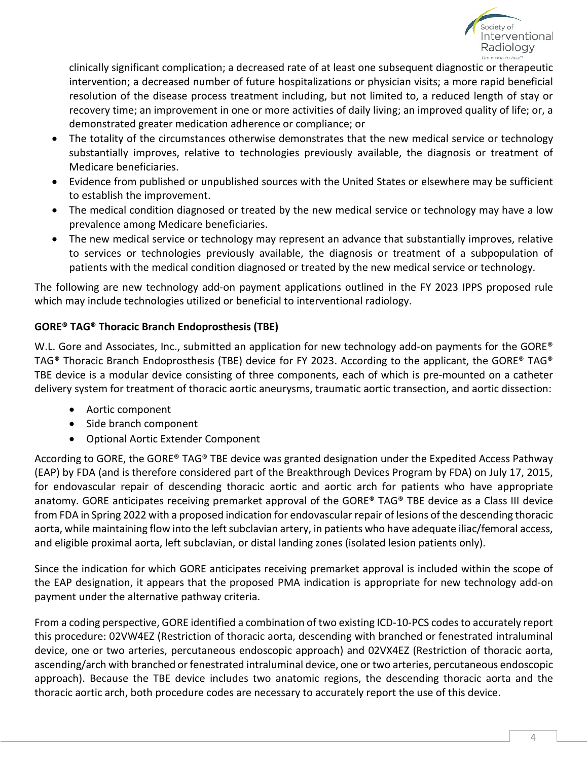clinically significant complication; a decreased rate of at least one subsequent diagnostic or therapeutic intervention; a decreased number of future hospitalizations or physician visits; a more rapid beneficial resolution of the disease process treatment including, but not limited to, a reduced length of stay or recovery time; an improvement in one or more activities of daily living; an improved quality of life; or, a demonstrated greater medication adherence or compliance; or

- The totality of the circumstances otherwise demonstrates that the new medical service or technology substantially improves, relative to technologies previously available, the diagnosis or treatment of Medicare beneficiaries.
- Evidence from published or unpublished sources with the United States or elsewhere may be sufficient to establish the improvement.
- The medical condition diagnosed or treated by the new medical service or technology may have a low prevalence among Medicare beneficiaries.
- The new medical service or technology may represent an advance that substantially improves, relative to services or technologies previously available, the diagnosis or treatment of a subpopulation of patients with the medical condition diagnosed or treated by the new medical service or technology.

The following are new technology add-on payment applications outlined in the FY 2023 IPPS proposed rule which may include technologies utilized or beneficial to interventional radiology.

**GORE® TAG® Thoracic Branch Endoprosthesis (TBE)**

W.L. Gore and Associates, Inc., submitted an application for new technology add-on payments for the GORE® TAG® Thoracic Branch Endoprosthesis (TBE) device for FY 2023. According to the applicant, the GORE® TAG® TBE device is a modular device consisting of three components, each of which is pre-mounted on a catheter delivery system for treatment of thoracic aortic aneurysms, traumatic aortic transection, and aortic dissection:

- Aortic component
- Side branch component
- Optional Aortic Extender Component

According to GORE, the GORE® TAG® TBE device was granted designation under the Expedited Access Pathway (EAP) by FDA (and is therefore considered part of the Breakthrough Devices Program by FDA) on July 17, 2015, for endovascular repair of descending thoracic aortic and aortic arch for patients who have appropriate anatomy. GORE anticipates receiving premarket approval of the GORE® TAG® TBE device as a Class III device from FDA in Spring 2022 with a proposed indication for endovascular repair of lesions of the descending thoracic aorta, while maintaining flow into the left subclavian artery, in patients who have adequate iliac/femoral access, and eligible proximal aorta, left subclavian, or distal landing zones (isolated lesion patients only).

Since the indication for which GORE anticipates receiving premarket approval is included within the scope of the EAP designation, it appears that the proposed PMA indication is appropriate for new technology add-on payment under the alternative pathway criteria.

From a coding perspective, GORE identified a combination of two existing ICD-10-PCS codes to accurately report this procedure: 02VW4EZ (Restriction of thoracic aorta, descending with branched or fenestrated intraluminal device, one or two arteries, percutaneous endoscopic approach) and 02VX4EZ (Restriction of thoracic aorta, ascending/arch with branched or fenestrated intraluminal device, one or two arteries, percutaneous endoscopic approach). Because the TBE device includes two anatomic regions, the descending thoracic aorta and the thoracic aortic arch, both procedure codes are necessary to accurately report the use of this device.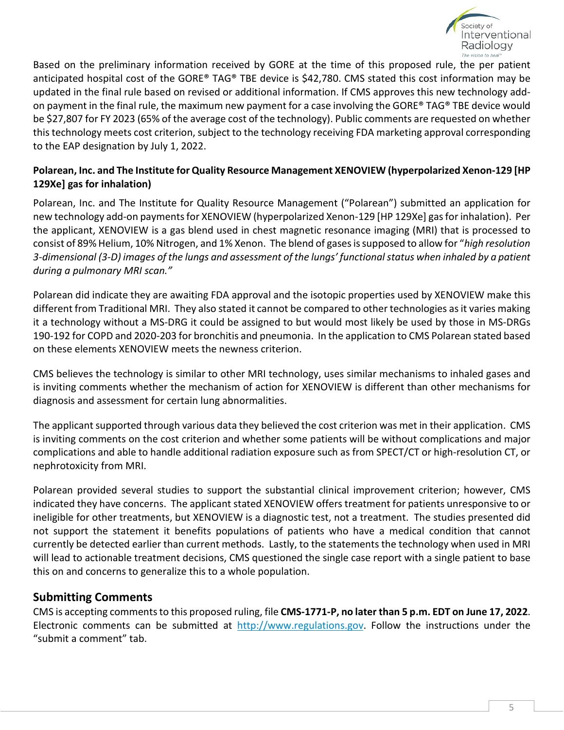Based on the preliminary information received by GORE at the time of this proposed rule, the per patient anticipated hospital cost of the GORE® TAG® TBE device is $42,780. CMS stated this cost information may be updated in the final rule based on revised or additional information. If CMS approves this new technology add-on payment in the final rule, the maximum new payment for a case involving the GORE® TAG® TBE device would be $27,807 for FY 2023 (65% of the average cost of the technology). Public comments are requested on whether this technology meets cost criterion, subject to the technology receiving FDA marketing approval corresponding to the EAP designation by July 1, 2022.

**Polarean, Inc. and The Institute for Quality Resource Management XENOVIEW (hyperpolarized Xenon-129 [HP 129Xe] gas for inhalation)**

Polarean, Inc. and The Institute for Quality Resource Management ("Polarean") submitted an application for new technology add-on payments for XENOVIEW (hyperpolarized Xenon-129 [HP 129Xe] gas for inhalation). Per the applicant, XENOVIEW is a gas blend used in chest magnetic resonance imaging (MRI) that is processed to consist of 89% Helium, 10% Nitrogen, and 1% Xenon. The blend of gases is supposed to allow for "*high resolution 3-dimensional (3-D) images of the lungs and assessment of the lungs' functional status when inhaled by a patient during a pulmonary MRI scan.*"

Polarean did indicate they are awaiting FDA approval and the isotopic properties used by XENOVIEW make this different from Traditional MRI. They also stated it cannot be compared to other technologies as it varies making it a technology without a MS-DRG it could be assigned to but would most likely be used by those in MS-DRGs 190-192 for COPD and 2020-203 for bronchitis and pneumonia. In the application to CMS Polarean stated based on these elements XENOVIEW meets the newness criterion.

CMS believes the technology is similar to other MRI technology, uses similar mechanisms to inhaled gases and is inviting comments whether the mechanism of action for XENOVIEW is different than other mechanisms for diagnosis and assessment for certain lung abnormalities.

The applicant supported through various data they believed the cost criterion was met in their application. CMS is inviting comments on the cost criterion and whether some patients will be without complications and major complications and able to handle additional radiation exposure such as from SPECT/CT or high-resolution CT, or nephrotoxicity from MRI.

Polarean provided several studies to support the substantial clinical improvement criterion; however, CMS indicated they have concerns. The applicant stated XENOVIEW offers treatment for patients unresponsive to or ineligible for other treatments, but XENOVIEW is a diagnostic test, not a treatment. The studies presented did not support the statement it benefits populations of patients who have a medical condition that cannot currently be detected earlier than current methods. Lastly, to the statements the technology when used in MRI will lead to actionable treatment decisions, CMS questioned the single case report with a single patient to base this on and concerns to generalize this to a whole population.

## Submitting Comments

CMS is accepting comments to this proposed ruling, file **CMS-1771-P, no later than 5 p.m. EDT on June 17, 2022**. Electronic comments can be submitted at [http://www.regulations.gov](http://www.regulations.gov). Follow the instructions under the "submit a comment" tab.